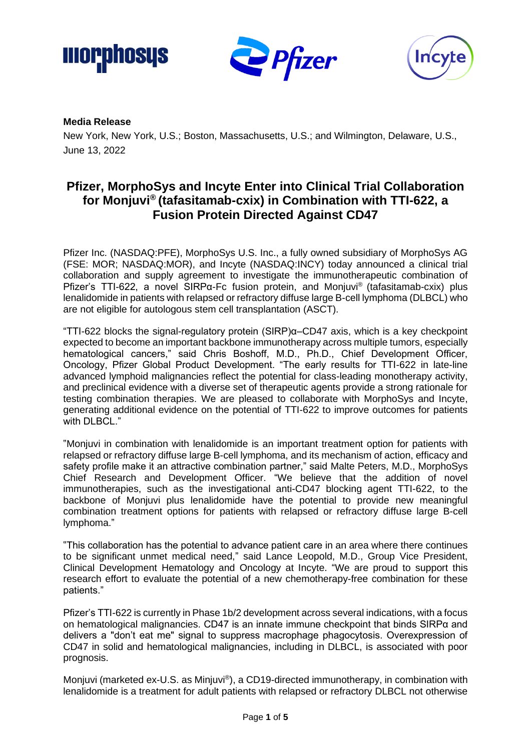**Media Release**

New York, New York, U.S.; Boston, Massachusetts, U.S.; and Wilmington, Delaware, U.S., June 13, 2022

# Pfizer, MorphoSys and Incyte Enter into Clinical Trial Collaboration for Monjuvi® (tafasitamab-cxix) in Combination with TTI-622, a Fusion Protein Directed Against CD47

Pfizer Inc. (NASDAQ:PFE), MorphoSys U.S. Inc., a fully owned subsidiary of MorphoSys AG (FSE: MOR; NASDAQ:MOR), and Incyte (NASDAQ:INCY) today announced a clinical trial collaboration and supply agreement to investigate the immunotherapeutic combination of Pfizer's TTI-622, a novel SIRPα-Fc fusion protein, and Monjuvi® (tafasitamab-cxix) plus lenalidomide in patients with relapsed or refractory diffuse large B-cell lymphoma (DLBCL) who are not eligible for autologous stem cell transplantation (ASCT).

"TTI-622 blocks the signal-regulatory protein (SIRP)α–CD47 axis, which is a key checkpoint expected to become an important backbone immunotherapy across multiple tumors, especially hematological cancers," said Chris Boshoff, M.D., Ph.D., Chief Development Officer, Oncology, Pfizer Global Product Development. "The early results for TTI-622 in late-line advanced lymphoid malignancies reflect the potential for class-leading monotherapy activity, and preclinical evidence with a diverse set of therapeutic agents provide a strong rationale for testing combination therapies. We are pleased to collaborate with MorphoSys and Incyte, generating additional evidence on the potential of TTI-622 to improve outcomes for patients with DLBCL."

"Monjuvi in combination with lenalidomide is an important treatment option for patients with relapsed or refractory diffuse large B-cell lymphoma, and its mechanism of action, efficacy and safety profile make it an attractive combination partner," said Malte Peters, M.D., MorphoSys Chief Research and Development Officer. "We believe that the addition of novel immunotherapies, such as the investigational anti-CD47 blocking agent TTI-622, to the backbone of Monjuvi plus lenalidomide have the potential to provide new meaningful combination treatment options for patients with relapsed or refractory diffuse large B-cell lymphoma."

"This collaboration has the potential to advance patient care in an area where there continues to be significant unmet medical need," said Lance Leopold, M.D., Group Vice President, Clinical Development Hematology and Oncology at Incyte. "We are proud to support this research effort to evaluate the potential of a new chemotherapy-free combination for these patients."

Pfizer's TTI-622 is currently in Phase 1b/2 development across several indications, with a focus on hematological malignancies. CD47 is an innate immune checkpoint that binds SIRPα and delivers a "don't eat me" signal to suppress macrophage phagocytosis. Overexpression of CD47 in solid and hematological malignancies, including in DLBCL, is associated with poor prognosis.

Monjuvi (marketed ex-U.S. as Minjuvi®), a CD19-directed immunotherapy, in combination with lenalidomide is a treatment for adult patients with relapsed or refractory DLBCL not otherwise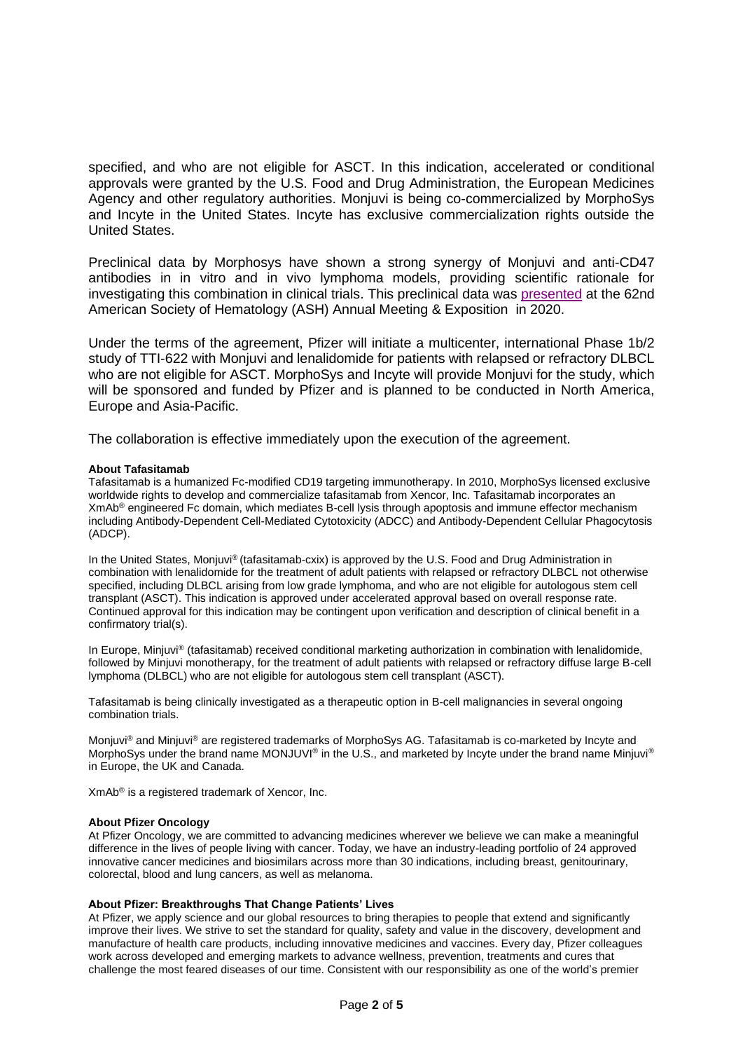specified, and who are not eligible for ASCT. In this indication, accelerated or conditional approvals were granted by the U.S. Food and Drug Administration, the European Medicines Agency and other regulatory authorities. Monjuvi is being co-commercialized by MorphoSys and Incyte in the United States. Incyte has exclusive commercialization rights outside the United States.

Preclinical data by Morphosys have shown a strong synergy of Monjuvi and anti-CD47 antibodies in in vitro and in vivo lymphoma models, providing scientific rationale for investigating this combination in clinical trials. This preclinical data was presented at the 62nd American Society of Hematology (ASH) Annual Meeting & Exposition in 2020.

Under the terms of the agreement, Pfizer will initiate a multicenter, international Phase 1b/2 study of TTI-622 with Monjuvi and lenalidomide for patients with relapsed or refractory DLBCL who are not eligible for ASCT. MorphoSys and Incyte will provide Monjuvi for the study, which will be sponsored and funded by Pfizer and is planned to be conducted in North America, Europe and Asia-Pacific.

The collaboration is effective immediately upon the execution of the agreement.

**About Tafasitamab**

Tafasitamab is a humanized Fc-modified CD19 targeting immunotherapy. In 2010, MorphoSys licensed exclusive worldwide rights to develop and commercialize tafasitamab from Xencor, Inc. Tafasitamab incorporates an XmAb® engineered Fc domain, which mediates B-cell lysis through apoptosis and immune effector mechanism including Antibody-Dependent Cell-Mediated Cytotoxicity (ADCC) and Antibody-Dependent Cellular Phagocytosis (ADCP).

In the United States, Monjuvi® (tafasitamab-cxix) is approved by the U.S. Food and Drug Administration in combination with lenalidomide for the treatment of adult patients with relapsed or refractory DLBCL not otherwise specified, including DLBCL arising from low grade lymphoma, and who are not eligible for autologous stem cell transplant (ASCT). This indication is approved under accelerated approval based on overall response rate. Continued approval for this indication may be contingent upon verification and description of clinical benefit in a confirmatory trial(s).

In Europe, Minjuvi® (tafasitamab) received conditional marketing authorization in combination with lenalidomide, followed by Minjuvi monotherapy, for the treatment of adult patients with relapsed or refractory diffuse large B-cell lymphoma (DLBCL) who are not eligible for autologous stem cell transplant (ASCT).

Tafasitamab is being clinically investigated as a therapeutic option in B-cell malignancies in several ongoing combination trials.

Monjuvi® and Minjuvi® are registered trademarks of MorphoSys AG. Tafasitamab is co-marketed by Incyte and MorphoSys under the brand name MONJUVI® in the U.S., and marketed by Incyte under the brand name Minjuvi® in Europe, the UK and Canada.

XmAb® is a registered trademark of Xencor, Inc.

**About Pfizer Oncology**

At Pfizer Oncology, we are committed to advancing medicines wherever we believe we can make a meaningful difference in the lives of people living with cancer. Today, we have an industry-leading portfolio of 24 approved innovative cancer medicines and biosimilars across more than 30 indications, including breast, genitourinary, colorectal, blood and lung cancers, as well as melanoma.

**About Pfizer: Breakthroughs That Change Patients' Lives**

At Pfizer, we apply science and our global resources to bring therapies to people that extend and significantly improve their lives. We strive to set the standard for quality, safety and value in the discovery, development and manufacture of health care products, including innovative medicines and vaccines. Every day, Pfizer colleagues work across developed and emerging markets to advance wellness, prevention, treatments and cures that challenge the most feared diseases of our time. Consistent with our responsibility as one of the world's premier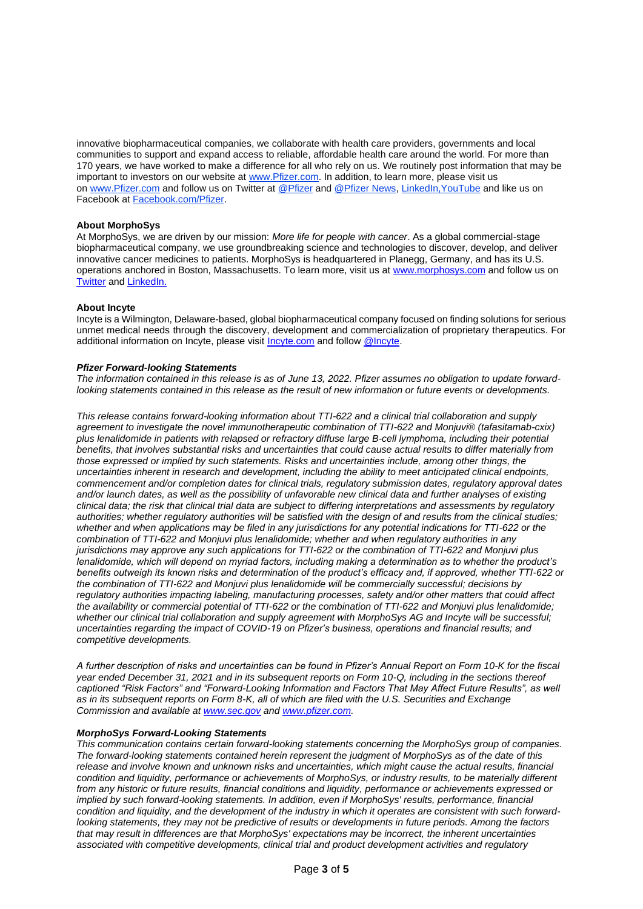innovative biopharmaceutical companies, we collaborate with health care providers, governments and local communities to support and expand access to reliable, affordable health care around the world. For more than 170 years, we have worked to make a difference for all who rely on us. We routinely post information that may be important to investors on our website at [www.Pfizer.com](http://www.Pfizer.com). In addition, to learn more, please visit us on [www.Pfizer.com](http://www.Pfizer.com) and follow us on Twitter at @Pfizer and @Pfizer News, LinkedIn, YouTube and like us on Facebook at Facebook.com/Pfizer.

**About MorphoSys**

At MorphoSys, we are driven by our mission: *More life for people with cancer*. As a global commercial-stage biopharmaceutical company, we use groundbreaking science and technologies to discover, develop, and deliver innovative cancer medicines to patients. MorphoSys is headquartered in Planegg, Germany, and has its U.S. operations anchored in Boston, Massachusetts. To learn more, visit us at [www.morphosys.com](http://www.morphosys.com) and follow us on Twitter and LinkedIn.

**About Incyte**

Incyte is a Wilmington, Delaware-based, global biopharmaceutical company focused on finding solutions for serious unmet medical needs through the discovery, development and commercialization of proprietary therapeutics. For additional information on Incyte, please visit Incyte.com and follow @Incyte.

***Pfizer Forward-looking Statements***

*The information contained in this release is as of June 13, 2022. Pfizer assumes no obligation to update forward-looking statements contained in this release as the result of new information or future events or developments.*

*This release contains forward-looking information about TTI-622 and a clinical trial collaboration and supply agreement to investigate the novel immunotherapeutic combination of TTI-622 and Monjuvi® (tafasitamab-cxix) plus lenalidomide in patients with relapsed or refractory diffuse large B-cell lymphoma, including their potential benefits, that involves substantial risks and uncertainties that could cause actual results to differ materially from those expressed or implied by such statements. Risks and uncertainties include, among other things, the uncertainties inherent in research and development, including the ability to meet anticipated clinical endpoints, commencement and/or completion dates for clinical trials, regulatory submission dates, regulatory approval dates and/or launch dates, as well as the possibility of unfavorable new clinical data and further analyses of existing clinical data; the risk that clinical trial data are subject to differing interpretations and assessments by regulatory authorities; whether regulatory authorities will be satisfied with the design of and results from the clinical studies; whether and when applications may be filed in any jurisdictions for any potential indications for TTI-622 or the combination of TTI-622 and Monjuvi plus lenalidomide; whether and when regulatory authorities in any jurisdictions may approve any such applications for TTI-622 or the combination of TTI-622 and Monjuvi plus lenalidomide, which will depend on myriad factors, including making a determination as to whether the product's benefits outweigh its known risks and determination of the product's efficacy and, if approved, whether TTI-622 or the combination of TTI-622 and Monjuvi plus lenalidomide will be commercially successful; decisions by regulatory authorities impacting labeling, manufacturing processes, safety and/or other matters that could affect the availability or commercial potential of TTI-622 or the combination of TTI-622 and Monjuvi plus lenalidomide; whether our clinical trial collaboration and supply agreement with MorphoSys AG and Incyte will be successful; uncertainties regarding the impact of COVID-19 on Pfizer's business, operations and financial results; and competitive developments.*

*A further description of risks and uncertainties can be found in Pfizer's Annual Report on Form 10-K for the fiscal year ended December 31, 2021 and in its subsequent reports on Form 10-Q, including in the sections thereof captioned "Risk Factors" and "Forward-Looking Information and Factors That May Affect Future Results", as well as in its subsequent reports on Form 8-K, all of which are filed with the U.S. Securities and Exchange Commission and available at [www.sec.gov](http://www.sec.gov) and [www.pfizer.com](http://www.pfizer.com).*

***MorphoSys Forward-Looking Statements***

*This communication contains certain forward-looking statements concerning the MorphoSys group of companies. The forward-looking statements contained herein represent the judgment of MorphoSys as of the date of this release and involve known and unknown risks and uncertainties, which might cause the actual results, financial condition and liquidity, performance or achievements of MorphoSys, or industry results, to be materially different from any historic or future results, financial conditions and liquidity, performance or achievements expressed or implied by such forward-looking statements. In addition, even if MorphoSys' results, performance, financial condition and liquidity, and the development of the industry in which it operates are consistent with such forward-looking statements, they may not be predictive of results or developments in future periods. Among the factors that may result in differences are that MorphoSys' expectations may be incorrect, the inherent uncertainties associated with competitive developments, clinical trial and product development activities and regulatory*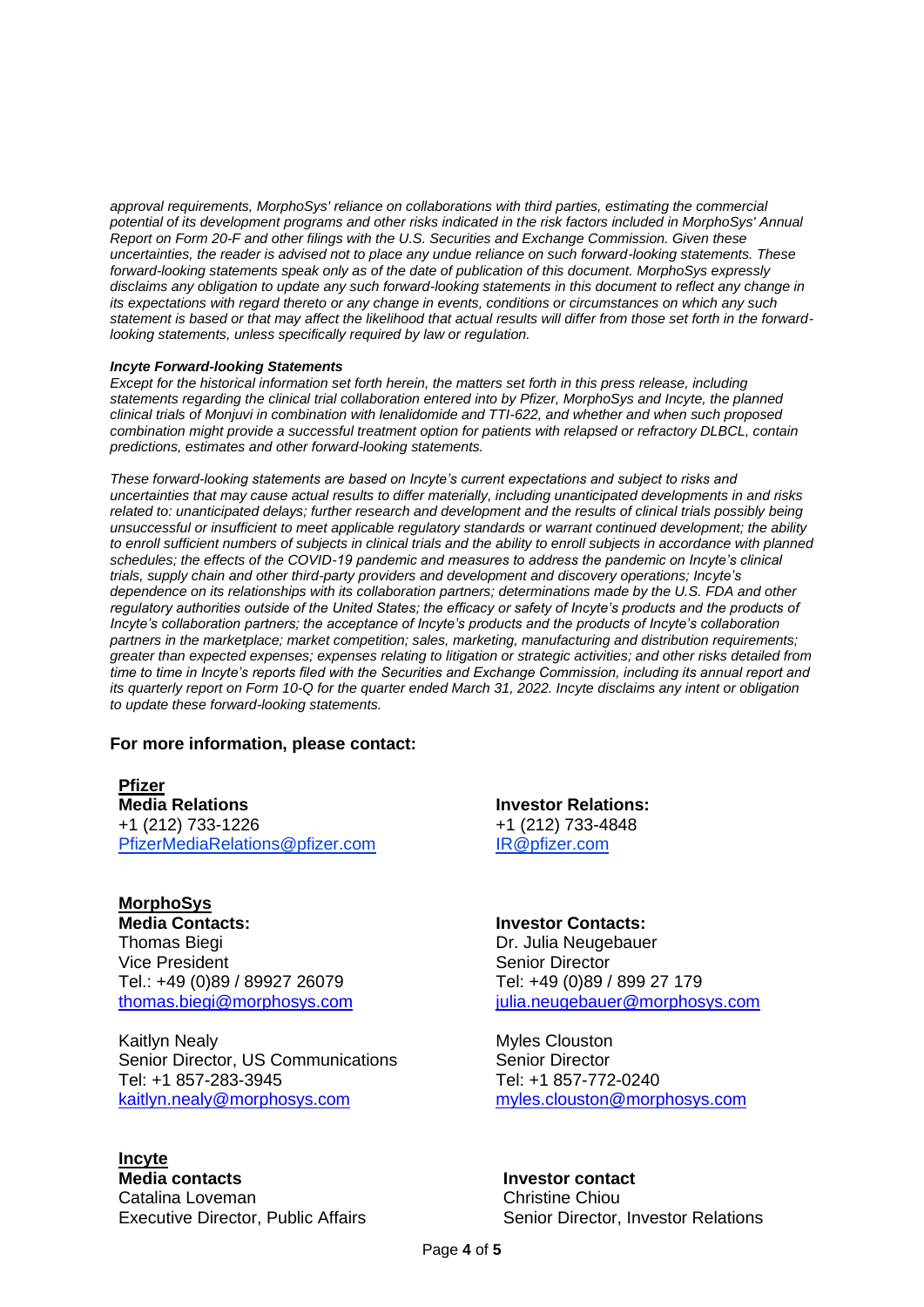*approval requirements, MorphoSys' reliance on collaborations with third parties, estimating the commercial potential of its development programs and other risks indicated in the risk factors included in MorphoSys' Annual Report on Form 20-F and other filings with the U.S. Securities and Exchange Commission. Given these uncertainties, the reader is advised not to place any undue reliance on such forward-looking statements. These forward-looking statements speak only as of the date of publication of this document. MorphoSys expressly disclaims any obligation to update any such forward-looking statements in this document to reflect any change in its expectations with regard thereto or any change in events, conditions or circumstances on which any such statement is based or that may affect the likelihood that actual results will differ from those set forth in the forward-looking statements, unless specifically required by law or regulation.*

***Incyte Forward-looking Statements***

*Except for the historical information set forth herein, the matters set forth in this press release, including statements regarding the clinical trial collaboration entered into by Pfizer, MorphoSys and Incyte, the planned clinical trials of Monjuvi in combination with lenalidomide and TTI-622, and whether and when such proposed combination might provide a successful treatment option for patients with relapsed or refractory DLBCL, contain predictions, estimates and other forward-looking statements.*

*These forward-looking statements are based on Incyte's current expectations and subject to risks and uncertainties that may cause actual results to differ materially, including unanticipated developments in and risks related to: unanticipated delays; further research and development and the results of clinical trials possibly being unsuccessful or insufficient to meet applicable regulatory standards or warrant continued development; the ability to enroll sufficient numbers of subjects in clinical trials and the ability to enroll subjects in accordance with planned schedules; the effects of the COVID-19 pandemic and measures to address the pandemic on Incyte's clinical trials, supply chain and other third-party providers and development and discovery operations; Incyte's dependence on its relationships with its collaboration partners; determinations made by the U.S. FDA and other regulatory authorities outside of the United States; the efficacy or safety of Incyte's products and the products of Incyte's collaboration partners; the acceptance of Incyte's products and the products of Incyte's collaboration partners in the marketplace; market competition; sales, marketing, manufacturing and distribution requirements; greater than expected expenses; expenses relating to litigation or strategic activities; and other risks detailed from time to time in Incyte's reports filed with the Securities and Exchange Commission, including its annual report and its quarterly report on Form 10-Q for the quarter ended March 31, 2022. Incyte disclaims any intent or obligation to update these forward-looking statements.*

**For more information, please contact:**

**Pfizer**

**Media Relations**
+1 (212) 733-1226
PfizerMediaRelations@pfizer.com

**Investor Relations:**
+1 (212) 733-4848
IR@pfizer.com

**MorphoSys**

**Media Contacts:**
Thomas Biegi
Vice President
Tel.: +49 (0)89 / 89927 26079
thomas.biegi@morphosys.com

Kaitlyn Nealy
Senior Director, US Communications
Tel: +1 857-283-3945
kaitlyn.nealy@morphosys.com

**Investor Contacts:**
Dr. Julia Neugebauer
Senior Director
Tel: +49 (0)89 / 899 27 179
julia.neugebauer@morphosys.com

Myles Clouston
Senior Director
Tel: +1 857-772-0240
myles.clouston@morphosys.com

**Incyte**

**Media contacts**
Catalina Loveman
Executive Director, Public Affairs

**Investor contact**
Christine Chiou
Senior Director, Investor Relations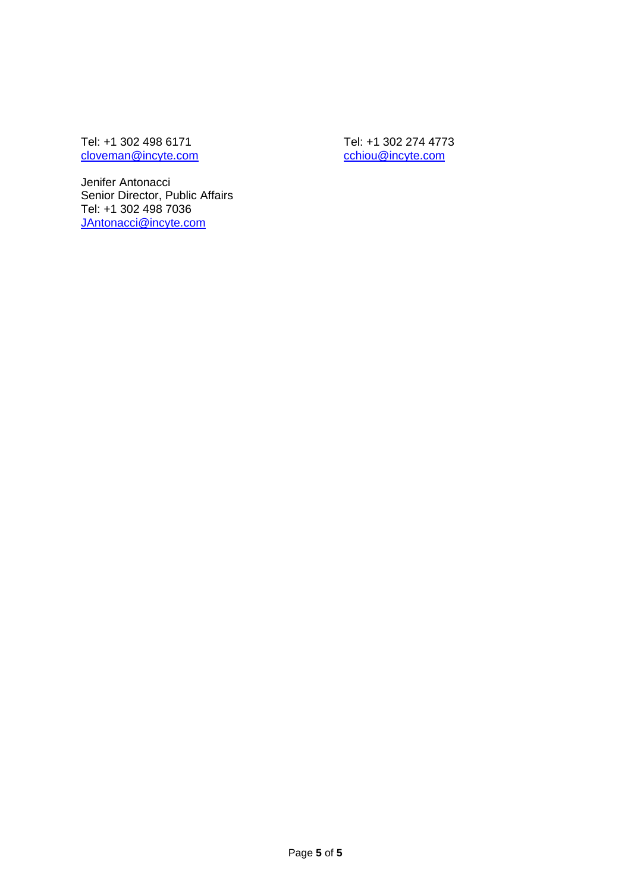Tel: +1 302 498 6171
cloveman@incyte.com

Jenifer Antonacci
Senior Director, Public Affairs
Tel: +1 302 498 7036
JAntonacci@incyte.com

Tel: +1 302 274 4773
cchiou@incyte.com